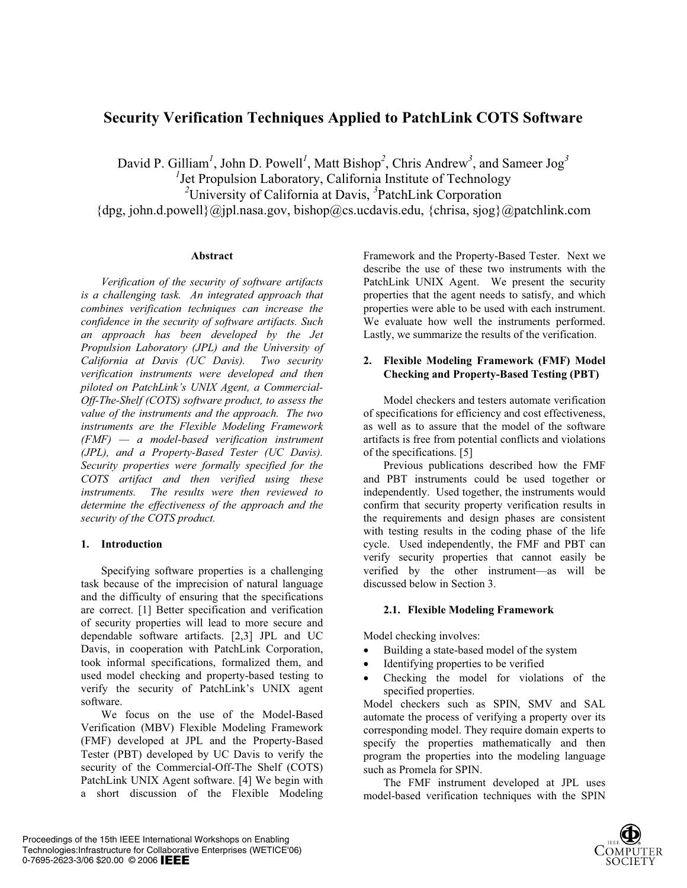# Security Verification Techniques Applied to PatchLink COTS Software

David P. Gilliam[1], John D. Powell[1], Matt Bishop[2], Chris Andrew[3], and Sameer Jog[3]
[1]Jet Propulsion Laboratory, California Institute of Technology
[2]University of California at Davis, [3]PatchLink Corporation
{dpg, john.d.powell}@jpl.nasa.gov, bishop@cs.ucdavis.edu, {chrisa, sjog}@patchlink.com

### Abstract

*Verification of the security of software artifacts is a challenging task. An integrated approach that combines verification techniques can increase the confidence in the security of software artifacts. Such an approach has been developed by the Jet Propulsion Laboratory (JPL) and the University of California at Davis (UC Davis). Two security verification instruments were developed and then piloted on PatchLink's UNIX Agent, a Commercial-Off-The-Shelf (COTS) software product, to assess the value of the instruments and the approach. The two instruments are the Flexible Modeling Framework (FMF) — a model-based verification instrument (JPL), and a Property-Based Tester (UC Davis). Security properties were formally specified for the COTS artifact and then verified using these instruments. The results were then reviewed to determine the effectiveness of the approach and the security of the COTS product.*

## 1. Introduction

Specifying software properties is a challenging task because of the imprecision of natural language and the difficulty of ensuring that the specifications are correct. [1] Better specification and verification of security properties will lead to more secure and dependable software artifacts. [2,3] JPL and UC Davis, in cooperation with PatchLink Corporation, took informal specifications, formalized them, and used model checking and property-based testing to verify the security of PatchLink's UNIX agent software.

We focus on the use of the Model-Based Verification (MBV) Flexible Modeling Framework (FMF) developed at JPL and the Property-Based Tester (PBT) developed by UC Davis to verify the security of the Commercial-Off-The Shelf (COTS) PatchLink UNIX Agent software. [4] We begin with a short discussion of the Flexible Modeling Framework and the Property-Based Tester. Next we describe the use of these two instruments with the PatchLink UNIX Agent. We present the security properties that the agent needs to satisfy, and which properties were able to be used with each instrument. We evaluate how well the instruments performed. Lastly, we summarize the results of the verification.

## 2. Flexible Modeling Framework (FMF) Model Checking and Property-Based Testing (PBT)

Model checkers and testers automate verification of specifications for efficiency and cost effectiveness, as well as to assure that the model of the software artifacts is free from potential conflicts and violations of the specifications. [5]

Previous publications described how the FMF and PBT instruments could be used together or independently. Used together, the instruments would confirm that security property verification results in the requirements and design phases are consistent with testing results in the coding phase of the life cycle. Used independently, the FMF and PBT can verify security properties that cannot easily be verified by the other instrument—as will be discussed below in Section 3.

### 2.1. Flexible Modeling Framework

Model checking involves:

- Building a state-based model of the system
- Identifying properties to be verified
- Checking the model for violations of the specified properties.

Model checkers such as SPIN, SMV and SAL automate the process of verifying a property over its corresponding model. They require domain experts to specify the properties mathematically and then program the properties into the modeling language such as Promela for SPIN.

The FMF instrument developed at JPL uses model-based verification techniques with the SPIN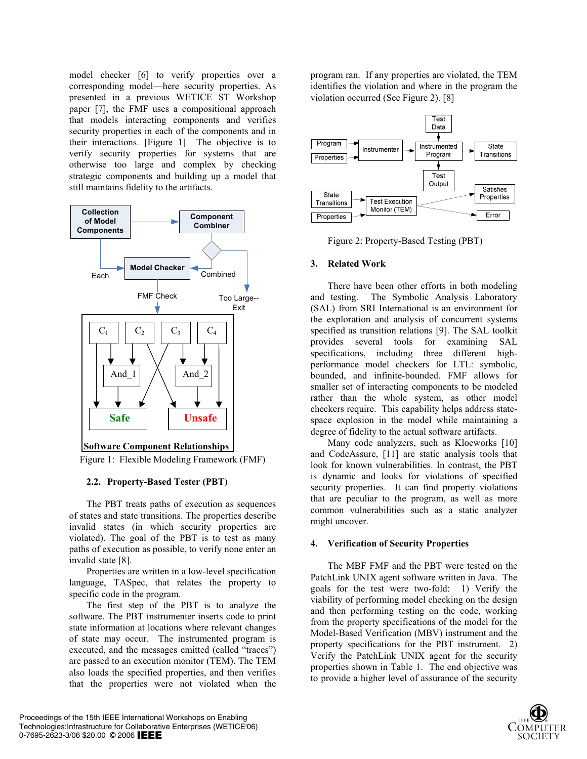model checker [6] to verify properties over a corresponding model—here security properties. As presented in a previous WETICE ST Workshop paper [7], the FMF uses a compositional approach that models interacting components and verifies security properties in each of the components and in their interactions. [Figure 1] The objective is to verify security properties for systems that are otherwise too large and complex by checking strategic components and building up a model that still maintains fidelity to the artifacts.

Figure 1: Flexible Modeling Framework (FMF)

### 2.2. Property-Based Tester (PBT)

The PBT treats paths of execution as sequences of states and state transitions. The properties describe invalid states (in which security properties are violated). The goal of the PBT is to test as many paths of execution as possible, to verify none enter an invalid state [8].

Properties are written in a low-level specification language, TASpec, that relates the property to specific code in the program.

The first step of the PBT is to analyze the software. The PBT instrumenter inserts code to print state information at locations where relevant changes of state may occur. The instrumented program is executed, and the messages emitted (called "traces") are passed to an execution monitor (TEM). The TEM also loads the specified properties, and then verifies that the properties were not violated when the program ran. If any properties are violated, the TEM identifies the violation and where in the program the violation occurred (See Figure 2). [8]

Figure 2: Property-Based Testing (PBT)

## 3. Related Work

There have been other efforts in both modeling and testing. The Symbolic Analysis Laboratory (SAL) from SRI International is an environment for the exploration and analysis of concurrent systems specified as transition relations [9]. The SAL toolkit provides several tools for examining SAL specifications, including three different high-performance model checkers for LTL: symbolic, bounded, and infinite-bounded. FMF allows for smaller set of interacting components to be modeled rather than the whole system, as other model checkers require. This capability helps address state-space explosion in the model while maintaining a degree of fidelity to the actual software artifacts.

Many code analyzers, such as Klocworks [10] and CodeAssure, [11] are static analysis tools that look for known vulnerabilities. In contrast, the PBT is dynamic and looks for violations of specified security properties. It can find property violations that are peculiar to the program, as well as more common vulnerabilities such as a static analyzer might uncover.

## 4. Verification of Security Properties

The MBF FMF and the PBT were tested on the PatchLink UNIX agent software written in Java. The goals for the test were two-fold: 1) Verify the viability of performing model checking on the design and then performing testing on the code, working from the property specifications of the model for the Model-Based Verification (MBV) instrument and the property specifications for the PBT instrument. 2) Verify the PatchLink UNIX agent for the security properties shown in Table 1. The end objective was to provide a higher level of assurance of the security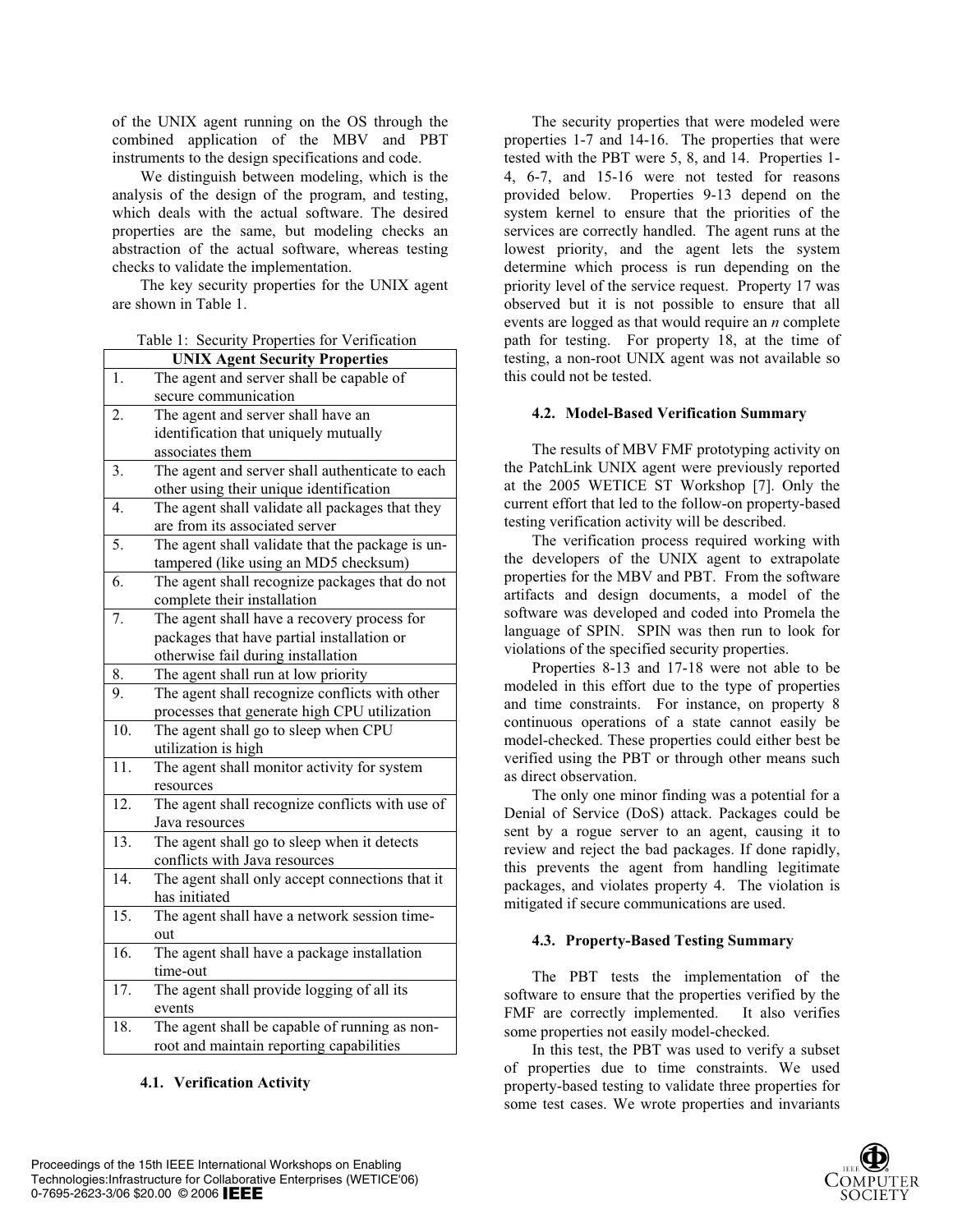of the UNIX agent running on the OS through the combined application of the MBV and PBT instruments to the design specifications and code.

We distinguish between modeling, which is the analysis of the design of the program, and testing, which deals with the actual software. The desired properties are the same, but modeling checks an abstraction of the actual software, whereas testing checks to validate the implementation.

The key security properties for the UNIX agent are shown in Table 1.

Table 1: Security Properties for Verification

| UNIX Agent Security Properties | |
|---|---|
| 1. | The agent and server shall be capable of secure communication |
| 2. | The agent and server shall have an identification that uniquely mutually associates them |
| 3. | The agent and server shall authenticate to each other using their unique identification |
| 4. | The agent shall validate all packages that they are from its associated server |
| 5. | The agent shall validate that the package is un-tampered (like using an MD5 checksum) |
| 6. | The agent shall recognize packages that do not complete their installation |
| 7. | The agent shall have a recovery process for packages that have partial installation or otherwise fail during installation |
| 8. | The agent shall run at low priority |
| 9. | The agent shall recognize conflicts with other processes that generate high CPU utilization |
| 10. | The agent shall go to sleep when CPU utilization is high |
| 11. | The agent shall monitor activity for system resources |
| 12. | The agent shall recognize conflicts with use of Java resources |
| 13. | The agent shall go to sleep when it detects conflicts with Java resources |
| 14. | The agent shall only accept connections that it has initiated |
| 15. | The agent shall have a network session time-out |
| 16. | The agent shall have a package installation time-out |
| 17. | The agent shall provide logging of all its events |
| 18. | The agent shall be capable of running as non-root and maintain reporting capabilities |

#### 4.1. Verification Activity

The security properties that were modeled were properties 1-7 and 14-16. The properties that were tested with the PBT were 5, 8, and 14. Properties 1-4, 6-7, and 15-16 were not tested for reasons provided below. Properties 9-13 depend on the system kernel to ensure that the priorities of the services are correctly handled. The agent runs at the lowest priority, and the agent lets the system determine which process is run depending on the priority level of the service request. Property 17 was observed but it is not possible to ensure that all events are logged as that would require an *n* complete path for testing. For property 18, at the time of testing, a non-root UNIX agent was not available so this could not be tested.

#### 4.2. Model-Based Verification Summary

The results of MBV FMF prototyping activity on the PatchLink UNIX agent were previously reported at the 2005 WETICE ST Workshop [7]. Only the current effort that led to the follow-on property-based testing verification activity will be described.

The verification process required working with the developers of the UNIX agent to extrapolate properties for the MBV and PBT. From the software artifacts and design documents, a model of the software was developed and coded into Promela the language of SPIN. SPIN was then run to look for violations of the specified security properties.

Properties 8-13 and 17-18 were not able to be modeled in this effort due to the type of properties and time constraints. For instance, on property 8 continuous operations of a state cannot easily be model-checked. These properties could either best be verified using the PBT or through other means such as direct observation.

The only one minor finding was a potential for a Denial of Service (DoS) attack. Packages could be sent by a rogue server to an agent, causing it to review and reject the bad packages. If done rapidly, this prevents the agent from handling legitimate packages, and violates property 4. The violation is mitigated if secure communications are used.

#### 4.3. Property-Based Testing Summary

The PBT tests the implementation of the software to ensure that the properties verified by the FMF are correctly implemented. It also verifies some properties not easily model-checked.

In this test, the PBT was used to verify a subset of properties due to time constraints. We used property-based testing to validate three properties for some test cases. We wrote properties and invariants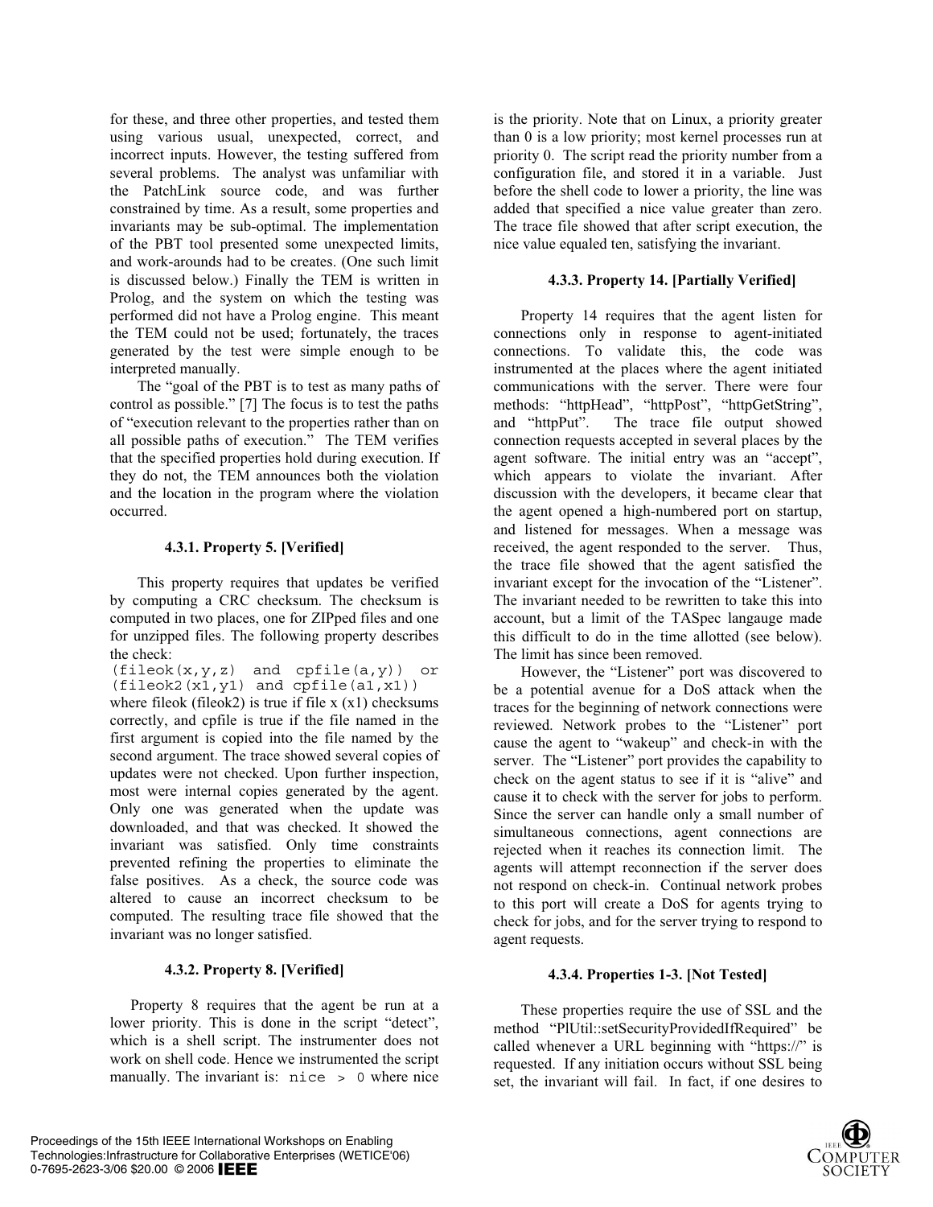for these, and three other properties, and tested them using various usual, unexpected, correct, and incorrect inputs. However, the testing suffered from several problems. The analyst was unfamiliar with the PatchLink source code, and was further constrained by time. As a result, some properties and invariants may be sub-optimal. The implementation of the PBT tool presented some unexpected limits, and work-arounds had to be creates. (One such limit is discussed below.) Finally the TEM is written in Prolog, and the system on which the testing was performed did not have a Prolog engine. This meant the TEM could not be used; fortunately, the traces generated by the test were simple enough to be interpreted manually.

The "goal of the PBT is to test as many paths of control as possible." [7] The focus is to test the paths of "execution relevant to the properties rather than on all possible paths of execution." The TEM verifies that the specified properties hold during execution. If they do not, the TEM announces both the violation and the location in the program where the violation occurred.

#### 4.3.1. Property 5. [Verified]

This property requires that updates be verified by computing a CRC checksum. The checksum is computed in two places, one for ZIPped files and one for unzipped files. The following property describes the check:

```
(fileok(x,y,z) and cpfile(a,y)) or
(fileok2(x1,y1) and cpfile(a1,x1))
```

where fileok (fileok2) is true if file x (x1) checksums correctly, and cpfile is true if the file named in the first argument is copied into the file named by the second argument. The trace showed several copies of updates were not checked. Upon further inspection, most were internal copies generated by the agent. Only one was generated when the update was downloaded, and that was checked. It showed the invariant was satisfied. Only time constraints prevented refining the properties to eliminate the false positives. As a check, the source code was altered to cause an incorrect checksum to be computed. The resulting trace file showed that the invariant was no longer satisfied.

#### 4.3.2. Property 8. [Verified]

Property 8 requires that the agent be run at a lower priority. This is done in the script "detect", which is a shell script. The instrumenter does not work on shell code. Hence we instrumented the script manually. The invariant is: `nice > 0` where nice is the priority. Note that on Linux, a priority greater than 0 is a low priority; most kernel processes run at priority 0. The script read the priority number from a configuration file, and stored it in a variable. Just before the shell code to lower a priority, the line was added that specified a nice value greater than zero. The trace file showed that after script execution, the nice value equaled ten, satisfying the invariant.

#### 4.3.3. Property 14. [Partially Verified]

Property 14 requires that the agent listen for connections only in response to agent-initiated connections. To validate this, the code was instrumented at the places where the agent initiated communications with the server. There were four methods: "httpHead", "httpPost", "httpGetString", and "httpPut". The trace file output showed connection requests accepted in several places by the agent software. The initial entry was an "accept", which appears to violate the invariant. After discussion with the developers, it became clear that the agent opened a high-numbered port on startup, and listened for messages. When a message was received, the agent responded to the server. Thus, the trace file showed that the agent satisfied the invariant except for the invocation of the "Listener". The invariant needed to be rewritten to take this into account, but a limit of the TASpec langauge made this difficult to do in the time allotted (see below). The limit has since been removed.

However, the "Listener" port was discovered to be a potential avenue for a DoS attack when the traces for the beginning of network connections were reviewed. Network probes to the "Listener" port cause the agent to "wakeup" and check-in with the server. The "Listener" port provides the capability to check on the agent status to see if it is "alive" and cause it to check with the server for jobs to perform. Since the server can handle only a small number of simultaneous connections, agent connections are rejected when it reaches its connection limit. The agents will attempt reconnection if the server does not respond on check-in. Continual network probes to this port will create a DoS for agents trying to check for jobs, and for the server trying to respond to agent requests.

#### 4.3.4. Properties 1-3. [Not Tested]

These properties require the use of SSL and the method "PlUtil::setSecurityProvidedIfRequired" be called whenever a URL beginning with "https://" is requested. If any initiation occurs without SSL being set, the invariant will fail. In fact, if one desires to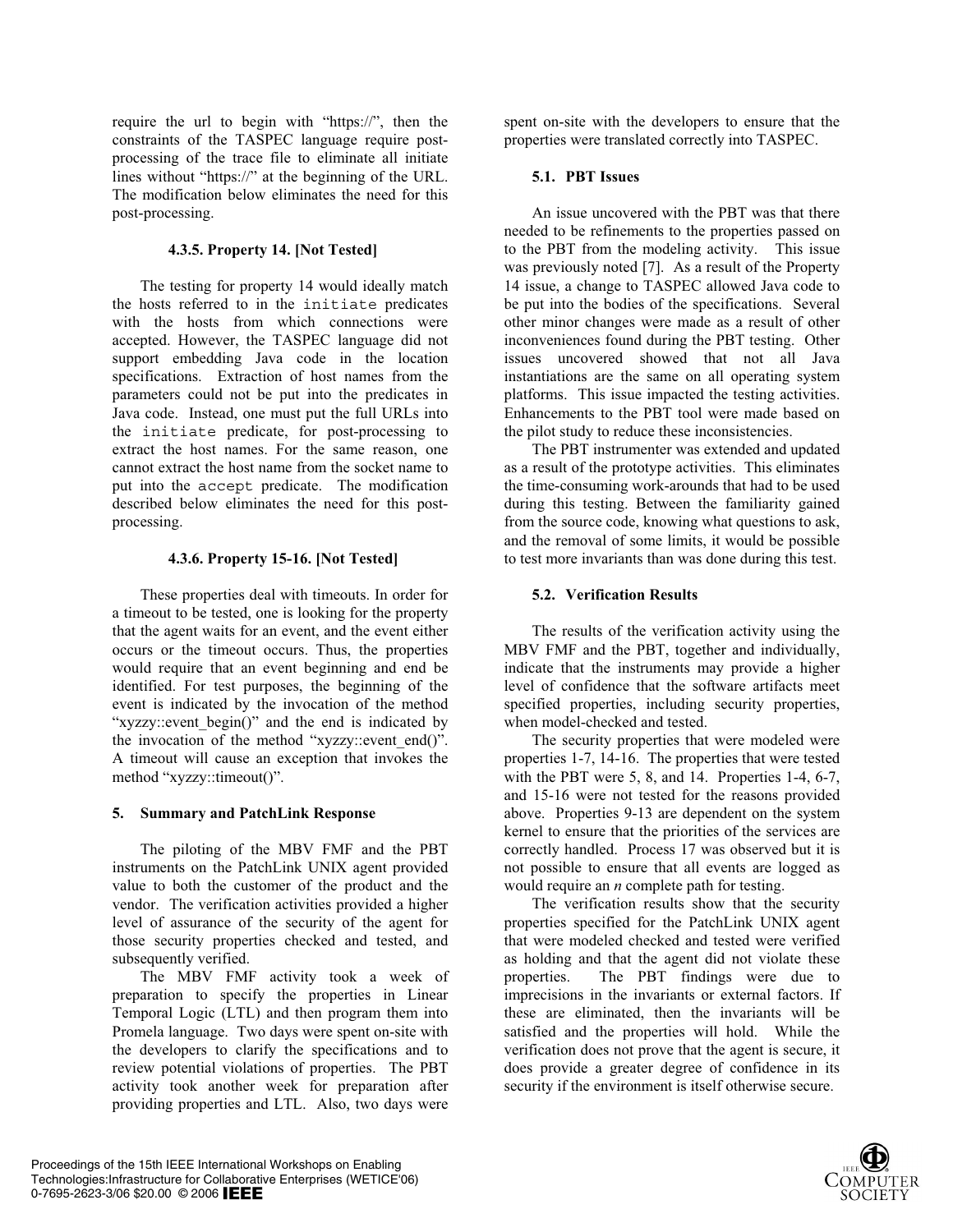require the url to begin with "https://", then the constraints of the TASPEC language require post-processing of the trace file to eliminate all initiate lines without "https://" at the beginning of the URL. The modification below eliminates the need for this post-processing.

#### 4.3.5. Property 14. [Not Tested]

The testing for property 14 would ideally match the hosts referred to in the `initiate` predicates with the hosts from which connections were accepted. However, the TASPEC language did not support embedding Java code in the location specifications. Extraction of host names from the parameters could not be put into the predicates in Java code. Instead, one must put the full URLs into the `initiate` predicate, for post-processing to extract the host names. For the same reason, one cannot extract the host name from the socket name to put into the `accept` predicate. The modification described below eliminates the need for this post-processing.

#### 4.3.6. Property 15-16. [Not Tested]

These properties deal with timeouts. In order for a timeout to be tested, one is looking for the property that the agent waits for an event, and the event either occurs or the timeout occurs. Thus, the properties would require that an event beginning and end be identified. For test purposes, the beginning of the event is indicated by the invocation of the method "xyzzy::event_begin()" and the end is indicated by the invocation of the method "xyzzy::event_end()". A timeout will cause an exception that invokes the method "xyzzy::timeout()".

## 5. Summary and PatchLink Response

The piloting of the MBV FMF and the PBT instruments on the PatchLink UNIX agent provided value to both the customer of the product and the vendor. The verification activities provided a higher level of assurance of the security of the agent for those security properties checked and tested, and subsequently verified.

The MBV FMF activity took a week of preparation to specify the properties in Linear Temporal Logic (LTL) and then program them into Promela language. Two days were spent on-site with the developers to clarify the specifications and to review potential violations of properties. The PBT activity took another week for preparation after providing properties and LTL. Also, two days were spent on-site with the developers to ensure that the properties were translated correctly into TASPEC.

### 5.1. PBT Issues

An issue uncovered with the PBT was that there needed to be refinements to the properties passed on to the PBT from the modeling activity. This issue was previously noted [7]. As a result of the Property 14 issue, a change to TASPEC allowed Java code to be put into the bodies of the specifications. Several other minor changes were made as a result of other inconveniences found during the PBT testing. Other issues uncovered showed that not all Java instantiations are the same on all operating system platforms. This issue impacted the testing activities. Enhancements to the PBT tool were made based on the pilot study to reduce these inconsistencies.

The PBT instrumenter was extended and updated as a result of the prototype activities. This eliminates the time-consuming work-arounds that had to be used during this testing. Between the familiarity gained from the source code, knowing what questions to ask, and the removal of some limits, it would be possible to test more invariants than was done during this test.

### 5.2. Verification Results

The results of the verification activity using the MBV FMF and the PBT, together and individually, indicate that the instruments may provide a higher level of confidence that the software artifacts meet specified properties, including security properties, when model-checked and tested.

The security properties that were modeled were properties 1-7, 14-16. The properties that were tested with the PBT were 5, 8, and 14. Properties 1-4, 6-7, and 15-16 were not tested for the reasons provided above. Properties 9-13 are dependent on the system kernel to ensure that the priorities of the services are correctly handled. Process 17 was observed but it is not possible to ensure that all events are logged as would require an *n* complete path for testing.

The verification results show that the security properties specified for the PatchLink UNIX agent that were modeled checked and tested were verified as holding and that the agent did not violate these properties. The PBT findings were due to imprecisions in the invariants or external factors. If these are eliminated, then the invariants will be satisfied and the properties will hold. While the verification does not prove that the agent is secure, it does provide a greater degree of confidence in its security if the environment is itself otherwise secure.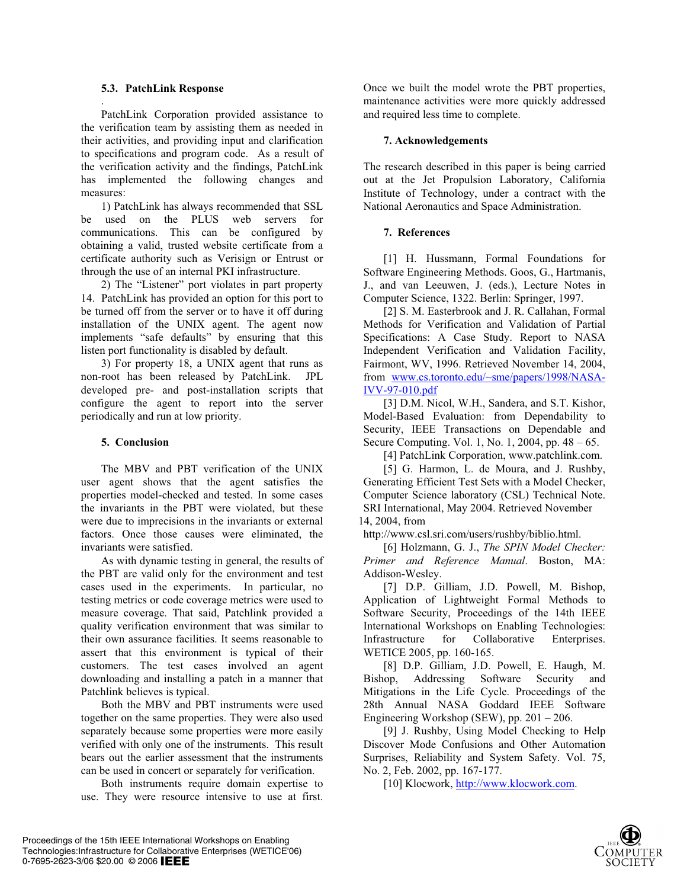### 5.3. PatchLink Response

.

PatchLink Corporation provided assistance to the verification team by assisting them as needed in their activities, and providing input and clarification to specifications and program code. As a result of the verification activity and the findings, PatchLink has implemented the following changes and measures:

1) PatchLink has always recommended that SSL be used on the PLUS web servers for communications. This can be configured by obtaining a valid, trusted website certificate from a certificate authority such as Verisign or Entrust or through the use of an internal PKI infrastructure.

2) The "Listener" port violates in part property 14. PatchLink has provided an option for this port to be turned off from the server or to have it off during installation of the UNIX agent. The agent now implements "safe defaults" by ensuring that this listen port functionality is disabled by default.

3) For property 18, a UNIX agent that runs as non-root has been released by PatchLink. JPL developed pre- and post-installation scripts that configure the agent to report into the server periodically and run at low priority.

### 5. Conclusion

The MBV and PBT verification of the UNIX user agent shows that the agent satisfies the properties model-checked and tested. In some cases the invariants in the PBT were violated, but these were due to imprecisions in the invariants or external factors. Once those causes were eliminated, the invariants were satisfied.

As with dynamic testing in general, the results of the PBT are valid only for the environment and test cases used in the experiments. In particular, no testing metrics or code coverage metrics were used to measure coverage. That said, Patchlink provided a quality verification environment that was similar to their own assurance facilities. It seems reasonable to assert that this environment is typical of their customers. The test cases involved an agent downloading and installing a patch in a manner that Patchlink believes is typical.

Both the MBV and PBT instruments were used together on the same properties. They were also used separately because some properties were more easily verified with only one of the instruments. This result bears out the earlier assessment that the instruments can be used in concert or separately for verification.

Both instruments require domain expertise to use. They were resource intensive to use at first. Once we built the model wrote the PBT properties, maintenance activities were more quickly addressed and required less time to complete.

### 7. Acknowledgements

The research described in this paper is being carried out at the Jet Propulsion Laboratory, California Institute of Technology, under a contract with the National Aeronautics and Space Administration.

### 7. References

[1] H. Hussmann, Formal Foundations for Software Engineering Methods. Goos, G., Hartmanis, J., and van Leeuwen, J. (eds.), Lecture Notes in Computer Science, 1322. Berlin: Springer, 1997.

[2] S. M. Easterbrook and J. R. Callahan, Formal Methods for Verification and Validation of Partial Specifications: A Case Study. Report to NASA Independent Verification and Validation Facility, Fairmont, WV, 1996. Retrieved November 14, 2004, from www.cs.toronto.edu/~sme/papers/1998/NASA-IVV-97-010.pdf

[3] D.M. Nicol, W.H., Sandera, and S.T. Kishor, Model-Based Evaluation: from Dependability to Security, IEEE Transactions on Dependable and Secure Computing. Vol. 1, No. 1, 2004, pp. 48 – 65.

[4] PatchLink Corporation, www.patchlink.com.

[5] G. Harmon, L. de Moura, and J. Rushby, Generating Efficient Test Sets with a Model Checker, Computer Science laboratory (CSL) Technical Note. SRI International, May 2004. Retrieved November 14, 2004, from http://www.csl.sri.com/users/rushby/biblio.html.

[6] Holzmann, G. J., *The SPIN Model Checker: Primer and Reference Manual*. Boston, MA: Addison-Wesley.

[7] D.P. Gilliam, J.D. Powell, M. Bishop, Application of Lightweight Formal Methods to Software Security, Proceedings of the 14th IEEE International Workshops on Enabling Technologies: Infrastructure for Collaborative Enterprises. WETICE 2005, pp. 160-165.

[8] D.P. Gilliam, J.D. Powell, E. Haugh, M. Bishop, Addressing Software Security and Mitigations in the Life Cycle. Proceedings of the 28th Annual NASA Goddard IEEE Software Engineering Workshop (SEW), pp. 201 – 206.

[9] J. Rushby, Using Model Checking to Help Discover Mode Confusions and Other Automation Surprises, Reliability and System Safety. Vol. 75, No. 2, Feb. 2002, pp. 167-177.

[10] Klocwork, http://www.klocwork.com.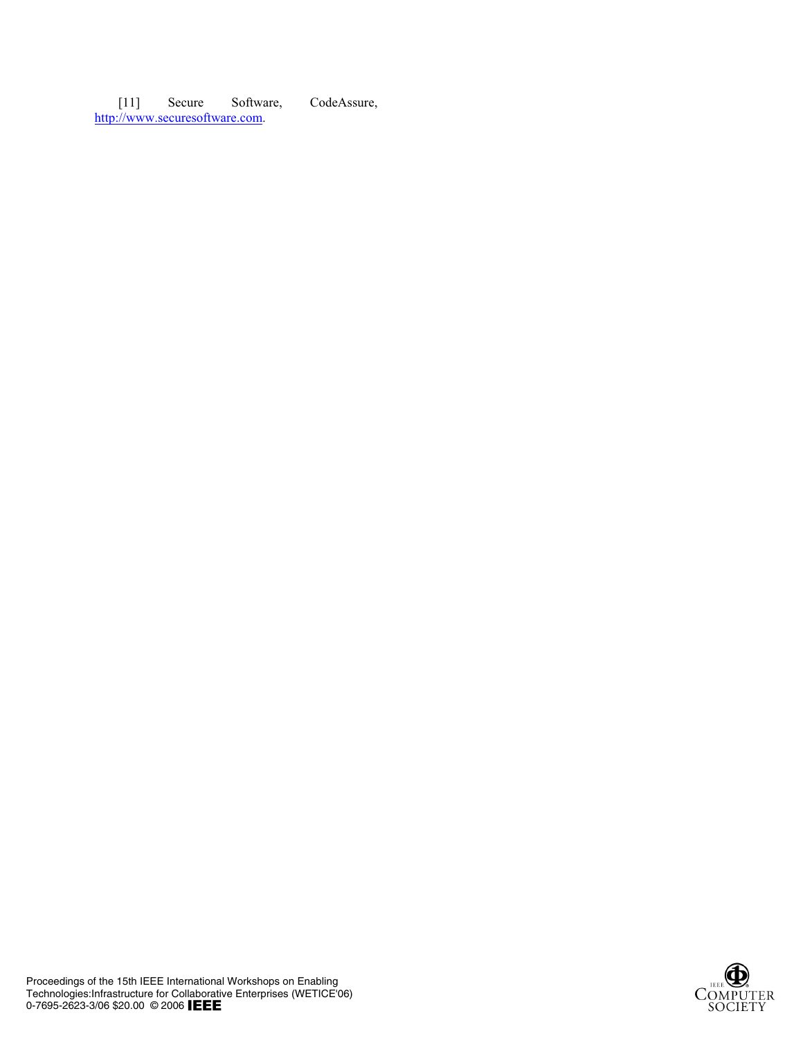[11] Secure Software, CodeAssure, http://www.securesoftware.com.